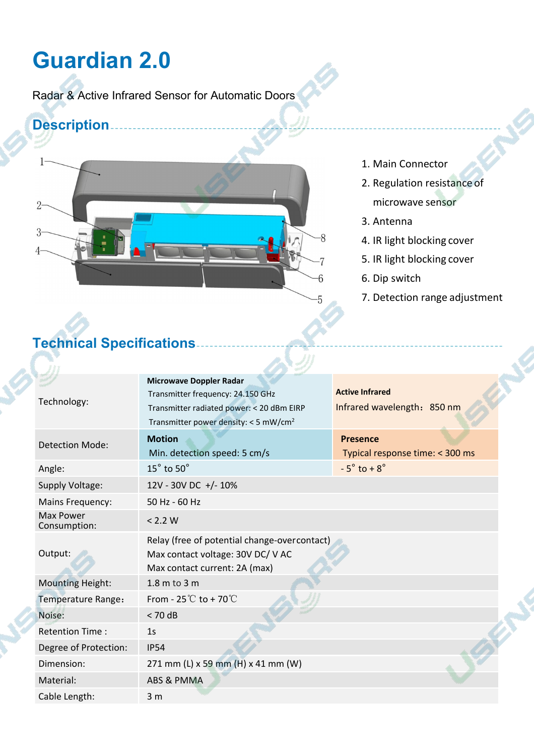# Guardian 2.0

Radar & Active Infrared Sensor for Automatic Doors

## Description

1. Main Connector
2. Regulation resistance of microwave sensor
3. Antenna
4. IR light blocking cover
5. IR light blocking cover
6. Dip switch
7. Detection range adjustment

## Technical Specifications

| | | |
|---|---|---|
| Technology: | **Microwave Doppler Radar**<br>Transmitter frequency: 24.150 GHz<br>Transmitter radiated power: < 20 dBm EIRP<br>Transmitter power density: < 5 mW/cm$^2$ | **Active Infrared**<br>Infrared wavelength：850 nm |
| Detection Mode: | **Motion**<br>Min. detection speed: 5 cm/s | **Presence**<br>Typical response time: < 300 ms |
| Angle: | 15° to 50° | - 5° to + 8° |
| Supply Voltage: | 12V - 30V DC +/- 10% | |
| Mains Frequency: | 50 Hz - 60 Hz | |
| Max Power Consumption: | < 2.2 W | |
| Output: | Relay (free of potential change-overcontact)<br>Max contact voltage: 30V DC/ V AC<br>Max contact current: 2A (max) | |
| Mounting Height: | 1.8 m to 3 m | |
| Temperature Range： | From - 25℃ to + 70℃ | |
| Noise: | < 70 dB | |
| Retention Time : | 1s | |
| Degree of Protection: | IP54 | |
| Dimension: | 271 mm (L) x 59 mm (H) x 41 mm (W) | |
| Material: | ABS & PMMA | |
| Cable Length: | 3 m | |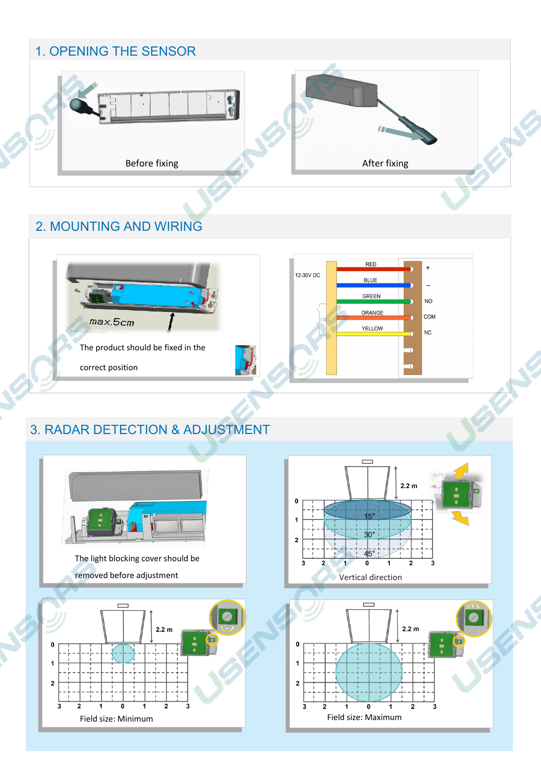## 1. OPENING THE SENSOR

Before fixing

After fixing

## 2. MOUNTING AND WIRING

max.5cm

The product should be fixed in the correct position

12-30V DC

| Wire | Terminal |
|---|---|
| RED | + |
| BLUE | – |
| GREEN | NO |
| ORANGE | COM |
| YELLOW | NC |

## 3. RADAR DETECTION & ADJUSTMENT

The light blocking cover should be removed before adjustment

2.2 m

15°

30°

45°

Vertical direction

2.2 m

Field size: Minimum

2.2 m

Field size: Maximum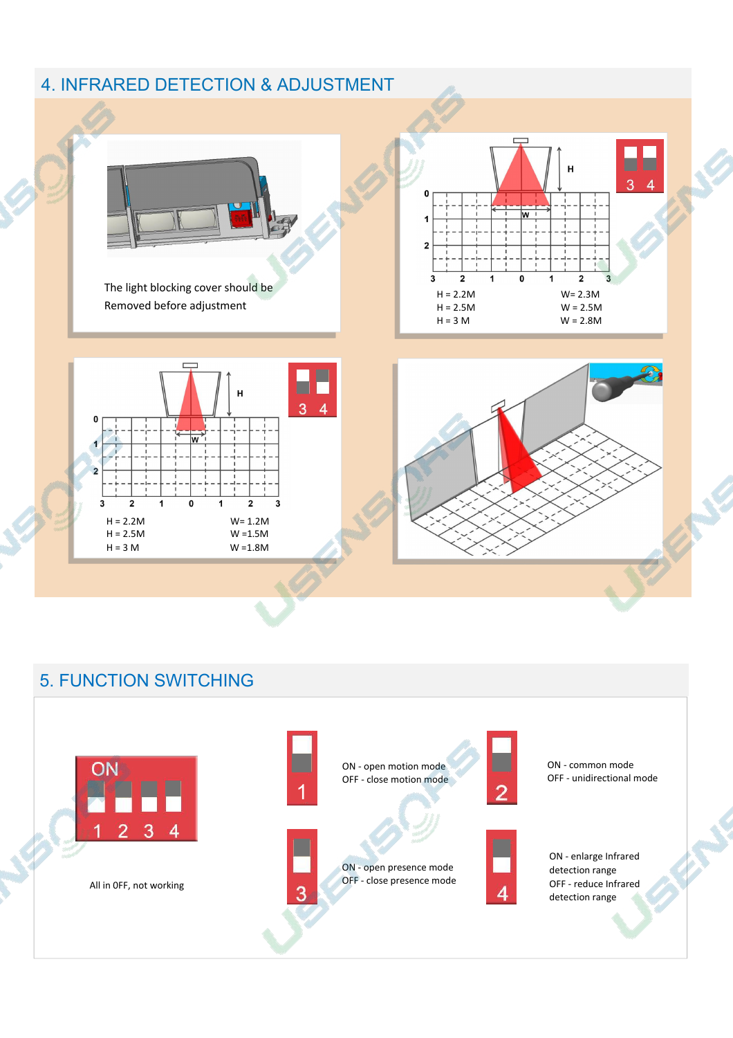## 4. INFRARED DETECTION & ADJUSTMENT

The light blocking cover should be Removed before adjustment

| H | W |
|---|---|
| H = 2.2M | W= 2.3M |
| H = 2.5M | W = 2.5M |
| H = 3 M | W = 2.8M |

| H | W |
|---|---|
| H = 2.2M | W= 1.2M |
| H = 2.5M | W =1.5M |
| H = 3 M | W =1.8M |

## 5. FUNCTION SWITCHING

All in OFF, not working

**1**
ON - open motion mode
OFF - close motion mode

**2**
ON - common mode
OFF - unidirectional mode

**3**
ON - open presence mode
OFF - close presence mode

**4**
ON - enlarge Infrared detection range
OFF - reduce Infrared detection range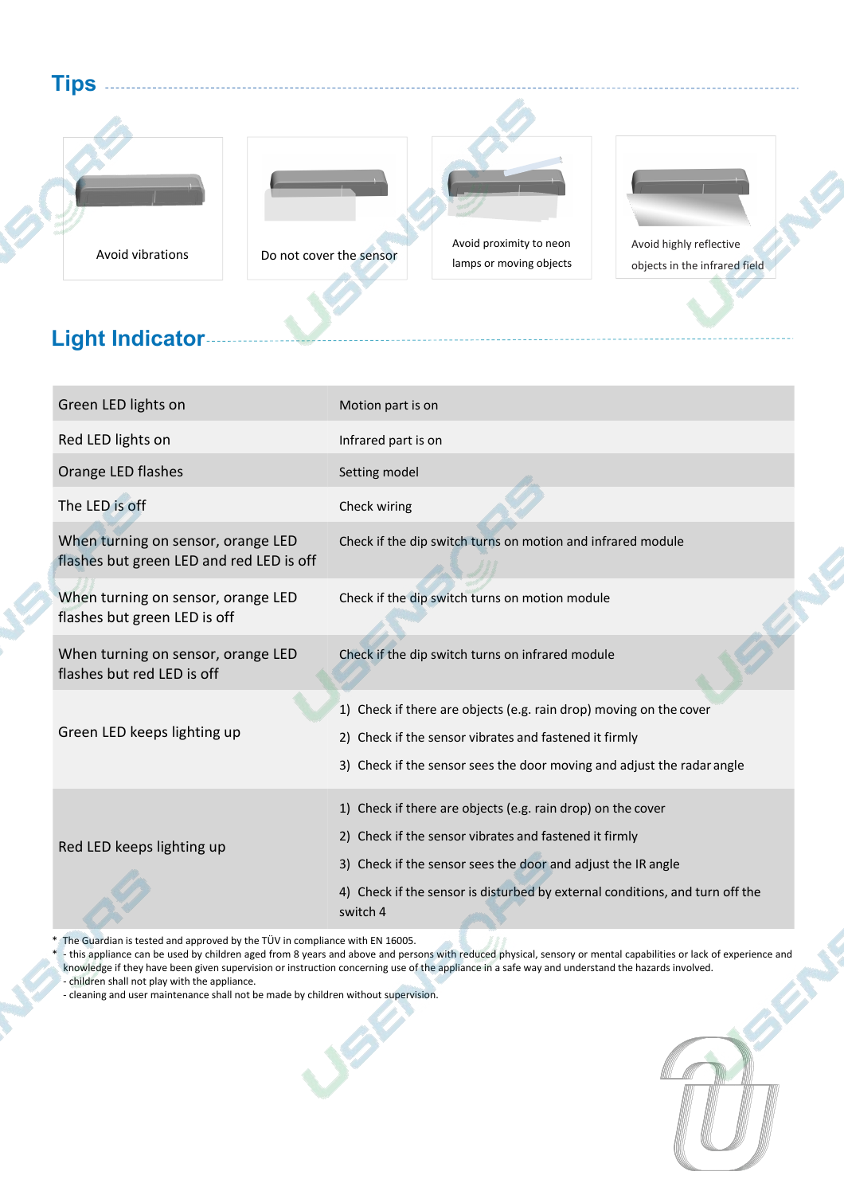## Tips

Avoid vibrations

Do not cover the sensor

Avoid proximity to neon lamps or moving objects

Avoid highly reflective objects in the infrared field

## Light Indicator

| | |
|---|---|
| Green LED lights on | Motion part is on |
| Red LED lights on | Infrared part is on |
| Orange LED flashes | Setting model |
| The LED is off | Check wiring |
| When turning on sensor, orange LED flashes but green LED and red LED is off | Check if the dip switch turns on motion and infrared module |
| When turning on sensor, orange LED flashes but green LED is off | Check if the dip switch turns on motion module |
| When turning on sensor, orange LED flashes but red LED is off | Check if the dip switch turns on infrared module |
| Green LED keeps lighting up | 1) Check if there are objects (e.g. rain drop) moving on the cover<br>2) Check if the sensor vibrates and fastened it firmly<br>3) Check if the sensor sees the door moving and adjust the radar angle |
| Red LED keeps lighting up | 1) Check if there are objects (e.g. rain drop) on the cover<br>2) Check if the sensor vibrates and fastened it firmly<br>3) Check if the sensor sees the door and adjust the IR angle<br>4) Check if the sensor is disturbed by external conditions, and turn off the switch 4 |

\* The Guardian is tested and approved by the TÜV in compliance with EN 16005.

\* - this appliance can be used by children aged from 8 years and above and persons with reduced physical, sensory or mental capabilities or lack of experience and knowledge if they have been given supervision or instruction concerning use of the appliance in a safe way and understand the hazards involved.
- children shall not play with the appliance.
- cleaning and user maintenance shall not be made by children without supervision.